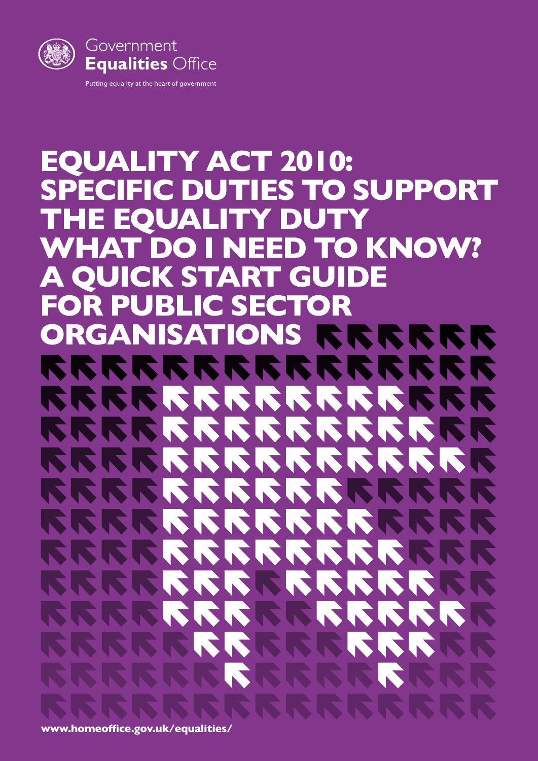Government
**Equalities** Office

Putting equality at the heart of government

# EQUALITY ACT 2010: SPECIFIC DUTIES TO SUPPORT THE EQUALITY DUTY WHAT DO I NEED TO KNOW? A QUICK START GUIDE FOR PUBLIC SECTOR ORGANISATIONS

**www.homeoffice.gov.uk/equalities/**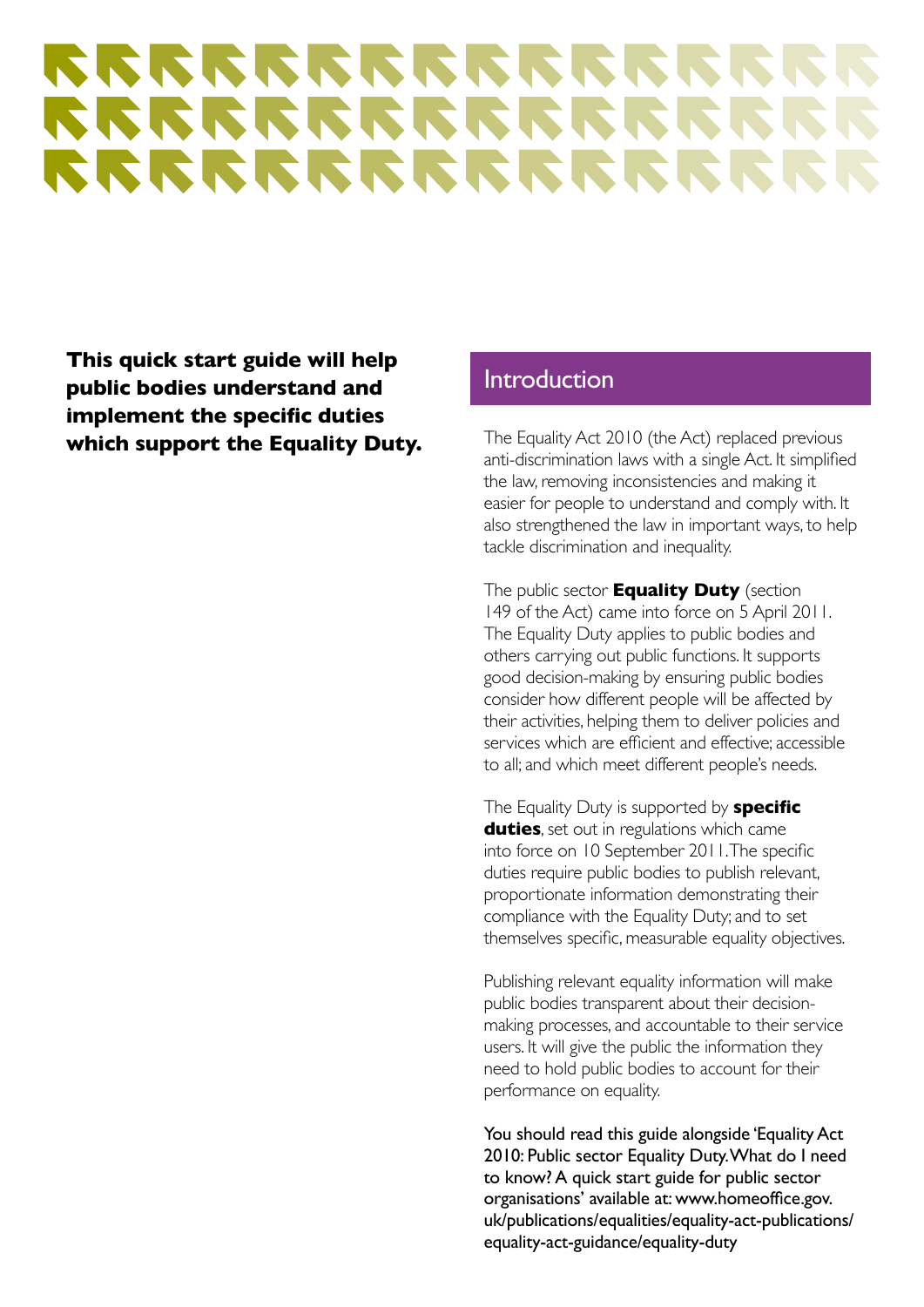**This quick start guide will help public bodies understand and implement the specific duties which support the Equality Duty.**

## Introduction

The Equality Act 2010 (the Act) replaced previous anti-discrimination laws with a single Act. It simplified the law, removing inconsistencies and making it easier for people to understand and comply with. It also strengthened the law in important ways, to help tackle discrimination and inequality.

The public sector **Equality Duty** (section 149 of the Act) came into force on 5 April 2011. The Equality Duty applies to public bodies and others carrying out public functions. It supports good decision-making by ensuring public bodies consider how different people will be affected by their activities, helping them to deliver policies and services which are efficient and effective; accessible to all; and which meet different people's needs.

The Equality Duty is supported by **specific duties**, set out in regulations which came into force on 10 September 2011. The specific duties require public bodies to publish relevant, proportionate information demonstrating their compliance with the Equality Duty; and to set themselves specific, measurable equality objectives.

Publishing relevant equality information will make public bodies transparent about their decision-making processes, and accountable to their service users. It will give the public the information they need to hold public bodies to account for their performance on equality.

You should read this guide alongside 'Equality Act 2010: Public sector Equality Duty. What do I need to know? A quick start guide for public sector organisations' available at: www.homeoffice.gov.uk/publications/equalities/equality-act-publications/equality-act-guidance/equality-duty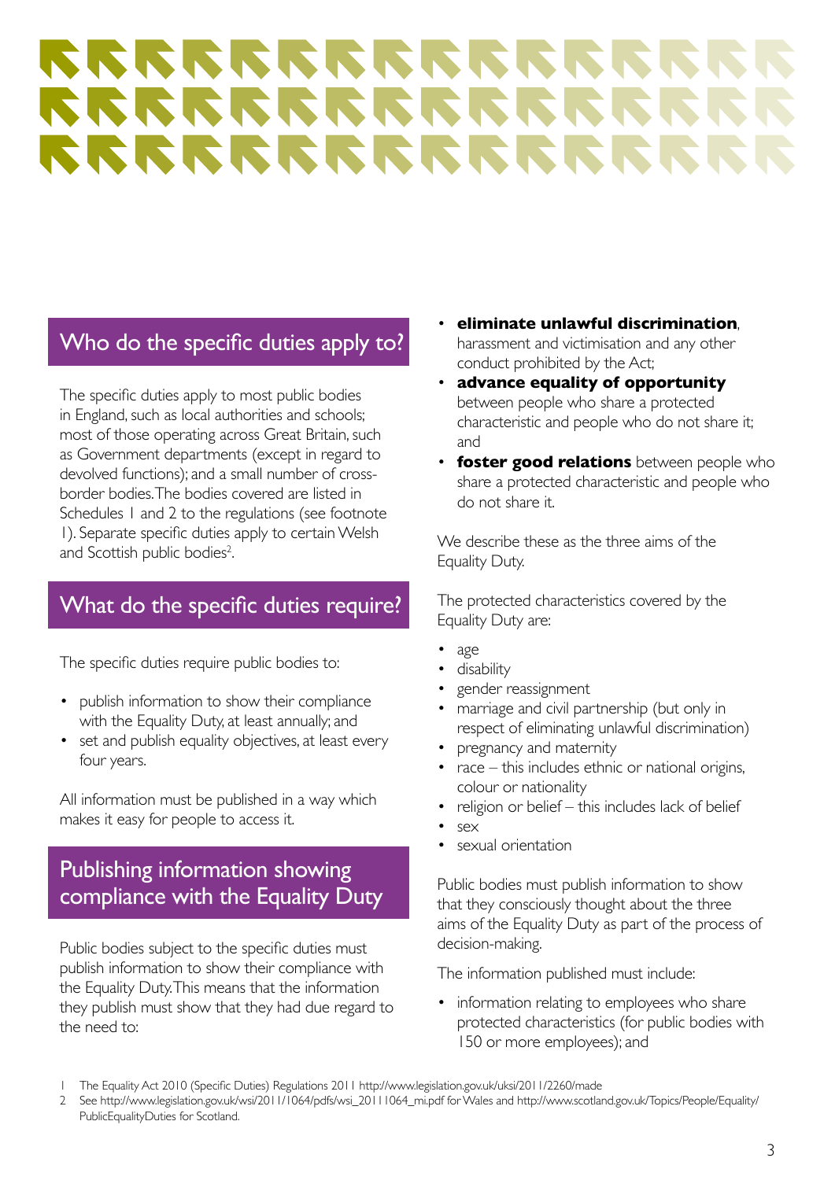## Who do the specific duties apply to?

The specific duties apply to most public bodies in England, such as local authorities and schools; most of those operating across Great Britain, such as Government departments (except in regard to devolved functions); and a small number of cross-border bodies. The bodies covered are listed in Schedules 1 and 2 to the regulations (see footnote 1). Separate specific duties apply to certain Welsh and Scottish public bodies[2].

## What do the specific duties require?

The specific duties require public bodies to:

- publish information to show their compliance with the Equality Duty, at least annually; and
- set and publish equality objectives, at least every four years.

All information must be published in a way which makes it easy for people to access it.

## Publishing information showing compliance with the Equality Duty

Public bodies subject to the specific duties must publish information to show their compliance with the Equality Duty. This means that the information they publish must show that they had due regard to the need to:

- **eliminate unlawful discrimination**, harassment and victimisation and any other conduct prohibited by the Act;
- **advance equality of opportunity** between people who share a protected characteristic and people who do not share it; and
- **foster good relations** between people who share a protected characteristic and people who do not share it.

We describe these as the three aims of the Equality Duty.

The protected characteristics covered by the Equality Duty are:

- age
- disability
- gender reassignment
- marriage and civil partnership (but only in respect of eliminating unlawful discrimination)
- pregnancy and maternity
- race – this includes ethnic or national origins, colour or nationality
- religion or belief – this includes lack of belief
- sex
- sexual orientation

Public bodies must publish information to show that they consciously thought about the three aims of the Equality Duty as part of the process of decision-making.

The information published must include:

- information relating to employees who share protected characteristics (for public bodies with 150 or more employees); and

1 The Equality Act 2010 (Specific Duties) Regulations 2011 http://www.legislation.gov.uk/uksi/2011/2260/made

2 See http://www.legislation.gov.uk/wsi/2011/1064/pdfs/wsi_20111064_mi.pdf for Wales and http://www.scotland.gov.uk/Topics/People/Equality/PublicEqualityDuties for Scotland.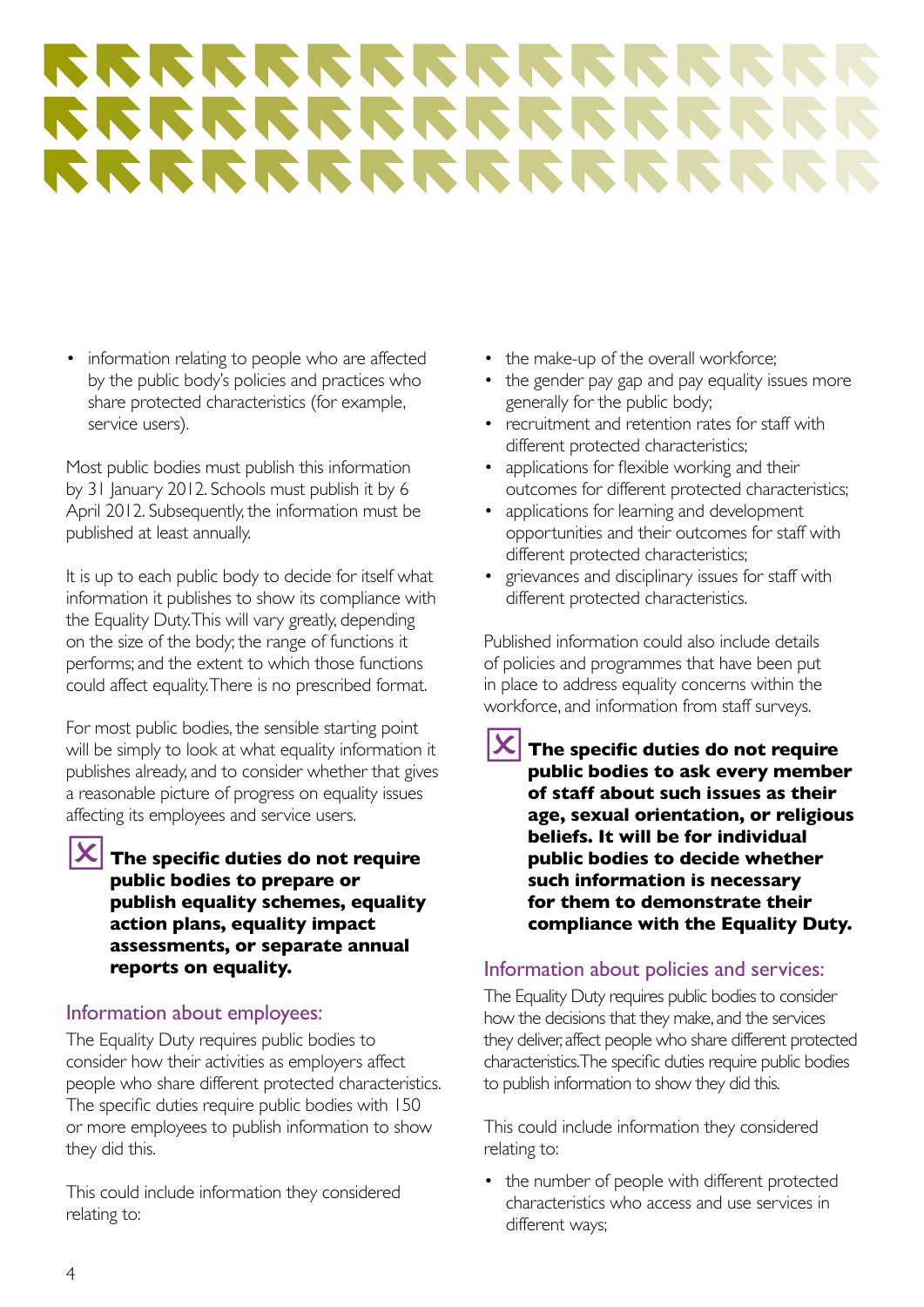- information relating to people who are affected by the public body's policies and practices who share protected characteristics (for example, service users).

Most public bodies must publish this information by 31 January 2012. Schools must publish it by 6 April 2012. Subsequently, the information must be published at least annually.

It is up to each public body to decide for itself what information it publishes to show its compliance with the Equality Duty. This will vary greatly, depending on the size of the body; the range of functions it performs; and the extent to which those functions could affect equality. There is no prescribed format.

For most public bodies, the sensible starting point will be simply to look at what equality information it publishes already, and to consider whether that gives a reasonable picture of progress on equality issues affecting its employees and service users.

**The specific duties do not require public bodies to prepare or publish equality schemes, equality action plans, equality impact assessments, or separate annual reports on equality.**

## Information about employees:

The Equality Duty requires public bodies to consider how their activities as employers affect people who share different protected characteristics. The specific duties require public bodies with 150 or more employees to publish information to show they did this.

This could include information they considered relating to:

- the make-up of the overall workforce;
- the gender pay gap and pay equality issues more generally for the public body;
- recruitment and retention rates for staff with different protected characteristics;
- applications for flexible working and their outcomes for different protected characteristics;
- applications for learning and development opportunities and their outcomes for staff with different protected characteristics;
- grievances and disciplinary issues for staff with different protected characteristics.

Published information could also include details of policies and programmes that have been put in place to address equality concerns within the workforce, and information from staff surveys.

**The specific duties do not require public bodies to ask every member of staff about such issues as their age, sexual orientation, or religious beliefs. It will be for individual public bodies to decide whether such information is necessary for them to demonstrate their compliance with the Equality Duty.**

## Information about policies and services:

The Equality Duty requires public bodies to consider how the decisions that they make, and the services they deliver, affect people who share different protected characteristics. The specific duties require public bodies to publish information to show they did this.

This could include information they considered relating to:

- the number of people with different protected characteristics who access and use services in different ways;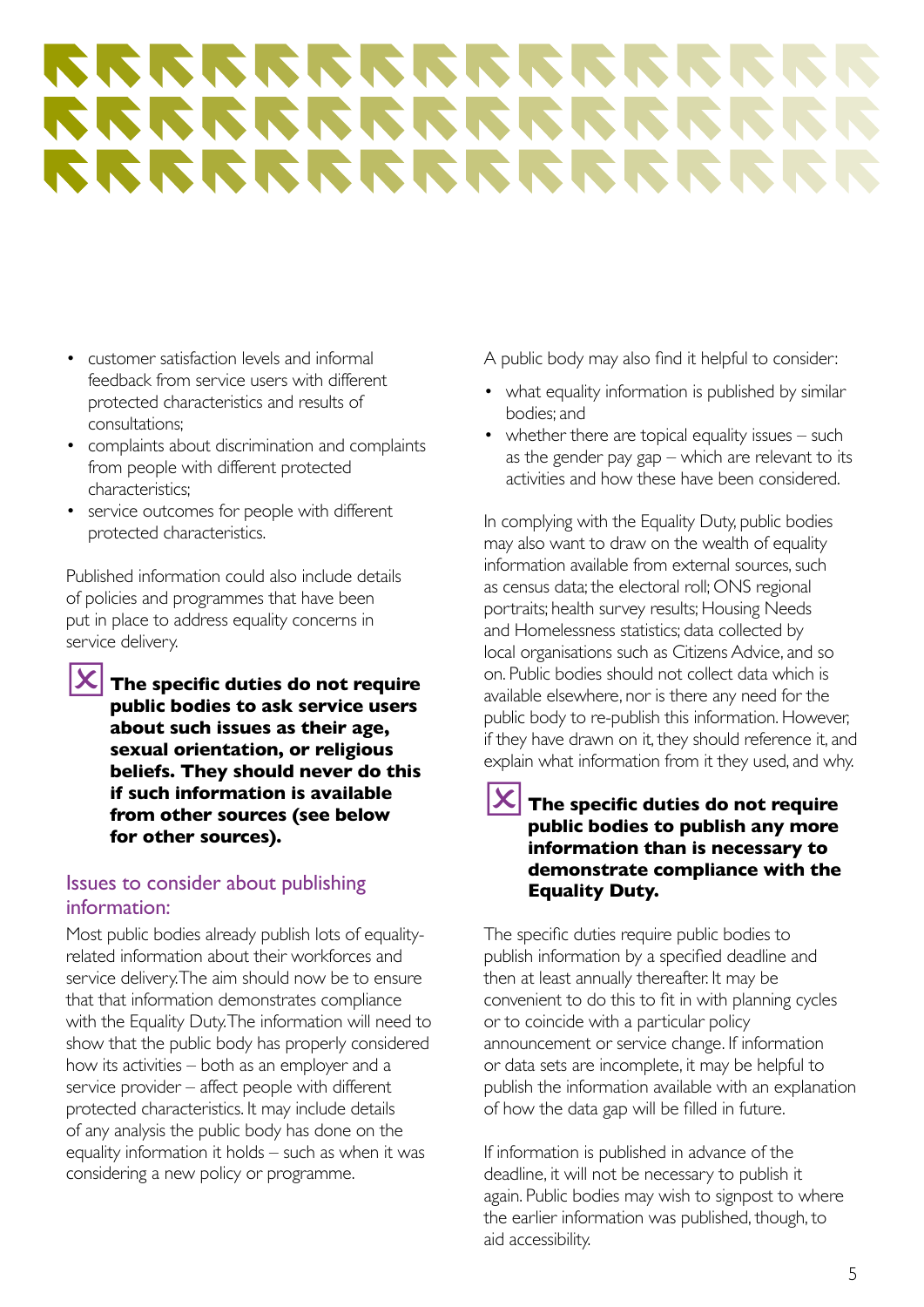- customer satisfaction levels and informal feedback from service users with different protected characteristics and results of consultations;
- complaints about discrimination and complaints from people with different protected characteristics;
- service outcomes for people with different protected characteristics.

Published information could also include details of policies and programmes that have been put in place to address equality concerns in service delivery.

**The specific duties do not require public bodies to ask service users about such issues as their age, sexual orientation, or religious beliefs. They should never do this if such information is available from other sources (see below for other sources).**

## Issues to consider about publishing information:

Most public bodies already publish lots of equality-related information about their workforces and service delivery. The aim should now be to ensure that that information demonstrates compliance with the Equality Duty. The information will need to show that the public body has properly considered how its activities – both as an employer and a service provider – affect people with different protected characteristics. It may include details of any analysis the public body has done on the equality information it holds – such as when it was considering a new policy or programme.

A public body may also find it helpful to consider:

- what equality information is published by similar bodies; and
- whether there are topical equality issues – such as the gender pay gap – which are relevant to its activities and how these have been considered.

In complying with the Equality Duty, public bodies may also want to draw on the wealth of equality information available from external sources, such as census data; the electoral roll; ONS regional portraits; health survey results; Housing Needs and Homelessness statistics; data collected by local organisations such as Citizens Advice, and so on. Public bodies should not collect data which is available elsewhere, nor is there any need for the public body to re-publish this information. However, if they have drawn on it, they should reference it, and explain what information from it they used, and why.

**The specific duties do not require public bodies to publish any more information than is necessary to demonstrate compliance with the Equality Duty.**

The specific duties require public bodies to publish information by a specified deadline and then at least annually thereafter. It may be convenient to do this to fit in with planning cycles or to coincide with a particular policy announcement or service change. If information or data sets are incomplete, it may be helpful to publish the information available with an explanation of how the data gap will be filled in future.

If information is published in advance of the deadline, it will not be necessary to publish it again. Public bodies may wish to signpost to where the earlier information was published, though, to aid accessibility.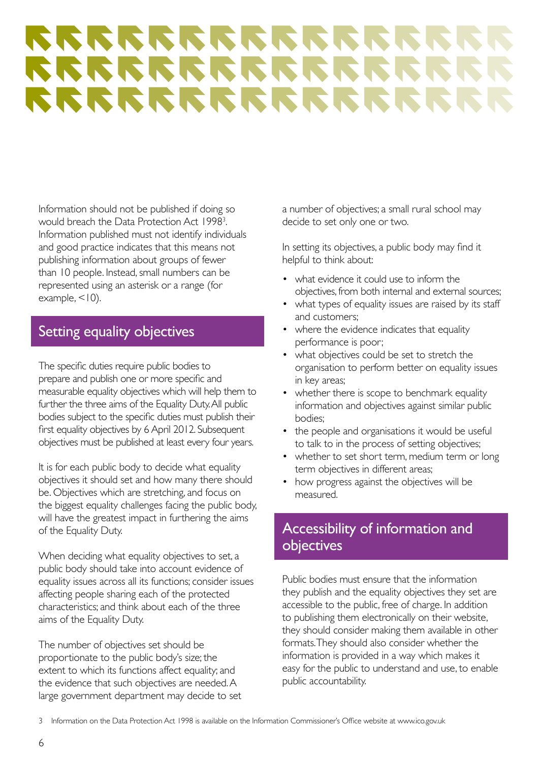Information should not be published if doing so would breach the Data Protection Act 1998[3]. Information published must not identify individuals and good practice indicates that this means not publishing information about groups of fewer than 10 people. Instead, small numbers can be represented using an asterisk or a range (for example, <10).

## Setting equality objectives

The specific duties require public bodies to prepare and publish one or more specific and measurable equality objectives which will help them to further the three aims of the Equality Duty. All public bodies subject to the specific duties must publish their first equality objectives by 6 April 2012. Subsequent objectives must be published at least every four years.

It is for each public body to decide what equality objectives it should set and how many there should be. Objectives which are stretching, and focus on the biggest equality challenges facing the public body, will have the greatest impact in furthering the aims of the Equality Duty.

When deciding what equality objectives to set, a public body should take into account evidence of equality issues across all its functions; consider issues affecting people sharing each of the protected characteristics; and think about each of the three aims of the Equality Duty.

The number of objectives set should be proportionate to the public body's size; the extent to which its functions affect equality; and the evidence that such objectives are needed. A large government department may decide to set a number of objectives; a small rural school may decide to set only one or two.

In setting its objectives, a public body may find it helpful to think about:

- what evidence it could use to inform the objectives, from both internal and external sources;
- what types of equality issues are raised by its staff and customers;
- where the evidence indicates that equality performance is poor;
- what objectives could be set to stretch the organisation to perform better on equality issues in key areas;
- whether there is scope to benchmark equality information and objectives against similar public bodies;
- the people and organisations it would be useful to talk to in the process of setting objectives;
- whether to set short term, medium term or long term objectives in different areas;
- how progress against the objectives will be measured.

## Accessibility of information and objectives

Public bodies must ensure that the information they publish and the equality objectives they set are accessible to the public, free of charge. In addition to publishing them electronically on their website, they should consider making them available in other formats. They should also consider whether the information is provided in a way which makes it easy for the public to understand and use, to enable public accountability.

3 Information on the Data Protection Act 1998 is available on the Information Commissioner's Office website at www.ico.gov.uk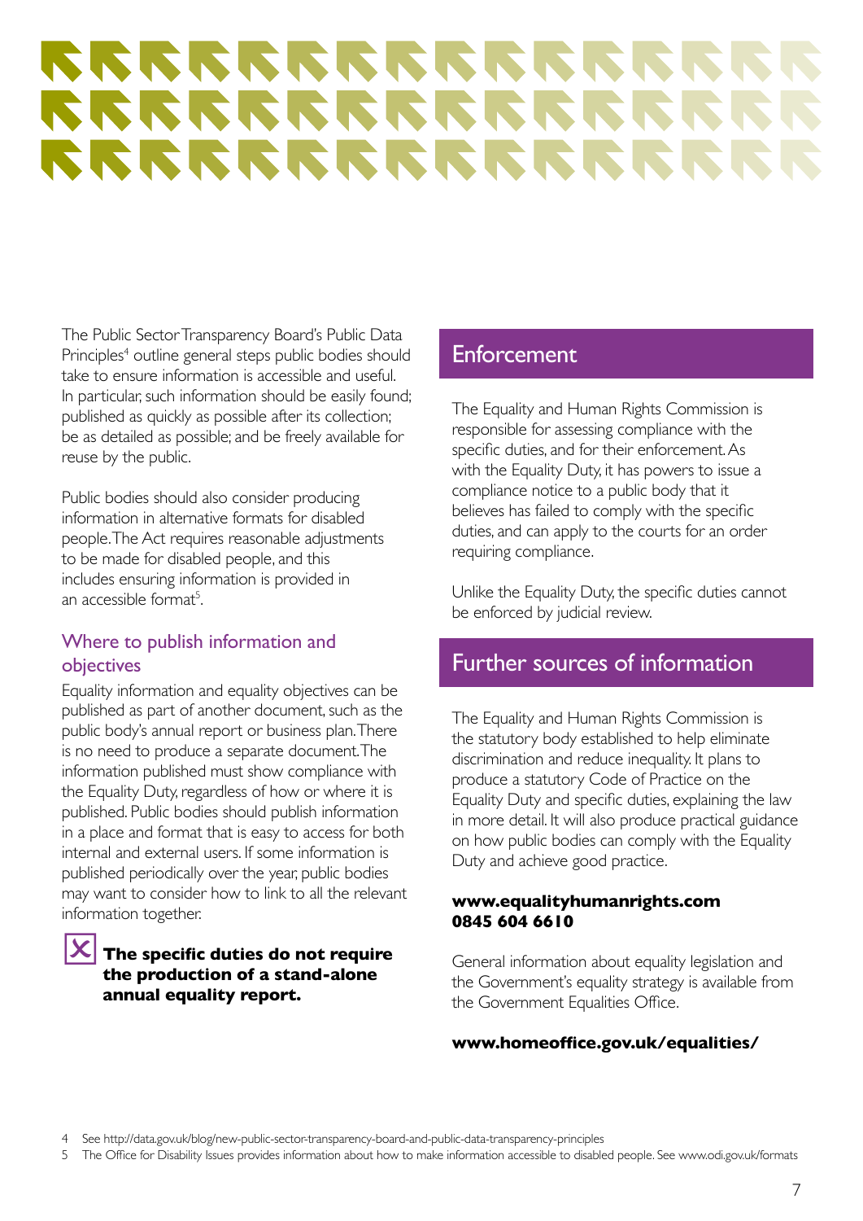The Public Sector Transparency Board's Public Data Principles[4] outline general steps public bodies should take to ensure information is accessible and useful. In particular, such information should be easily found; published as quickly as possible after its collection; be as detailed as possible; and be freely available for reuse by the public.

Public bodies should also consider producing information in alternative formats for disabled people. The Act requires reasonable adjustments to be made for disabled people, and this includes ensuring information is provided in an accessible format[5].

### Where to publish information and objectives

Equality information and equality objectives can be published as part of another document, such as the public body's annual report or business plan. There is no need to produce a separate document. The information published must show compliance with the Equality Duty, regardless of how or where it is published. Public bodies should publish information in a place and format that is easy to access for both internal and external users. If some information is published periodically over the year, public bodies may want to consider how to link to all the relevant information together.

**The specific duties do not require the production of a stand-alone annual equality report.**

## Enforcement

The Equality and Human Rights Commission is responsible for assessing compliance with the specific duties, and for their enforcement. As with the Equality Duty, it has powers to issue a compliance notice to a public body that it believes has failed to comply with the specific duties, and can apply to the courts for an order requiring compliance.

Unlike the Equality Duty, the specific duties cannot be enforced by judicial review.

## Further sources of information

The Equality and Human Rights Commission is the statutory body established to help eliminate discrimination and reduce inequality. It plans to produce a statutory Code of Practice on the Equality Duty and specific duties, explaining the law in more detail. It will also produce practical guidance on how public bodies can comply with the Equality Duty and achieve good practice.

**www.equalityhumanrights.com**
**0845 604 6610**

General information about equality legislation and the Government's equality strategy is available from the Government Equalities Office.

**www.homeoffice.gov.uk/equalities/**

4 See http://data.gov.uk/blog/new-public-sector-transparency-board-and-public-data-transparency-principles

5 The Office for Disability Issues provides information about how to make information accessible to disabled people. See www.odi.gov.uk/formats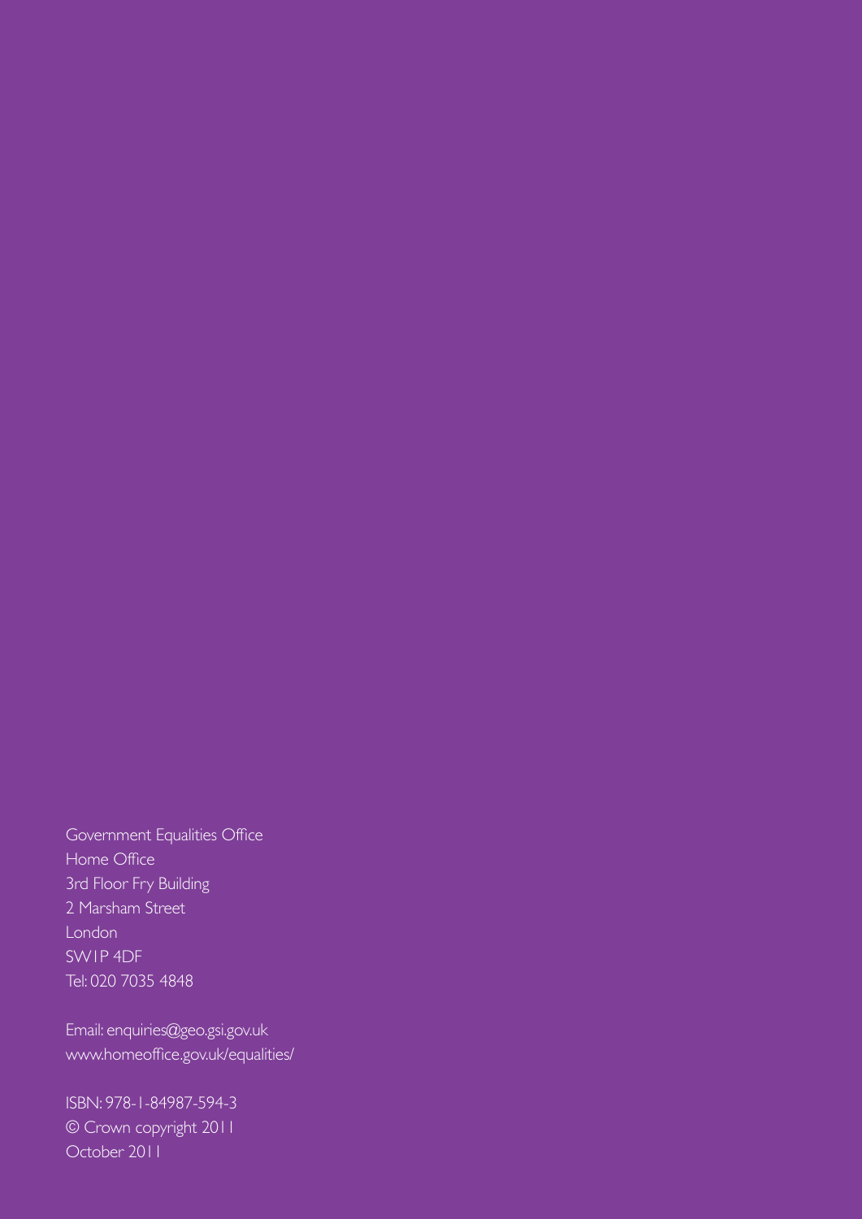Government Equalities Office
Home Office
3rd Floor Fry Building
2 Marsham Street
London
SW1P 4DF
Tel: 020 7035 4848

Email: enquiries@geo.gsi.gov.uk
www.homeoffice.gov.uk/equalities/

ISBN: 978-1-84987-594-3
© Crown copyright 2011
October 2011